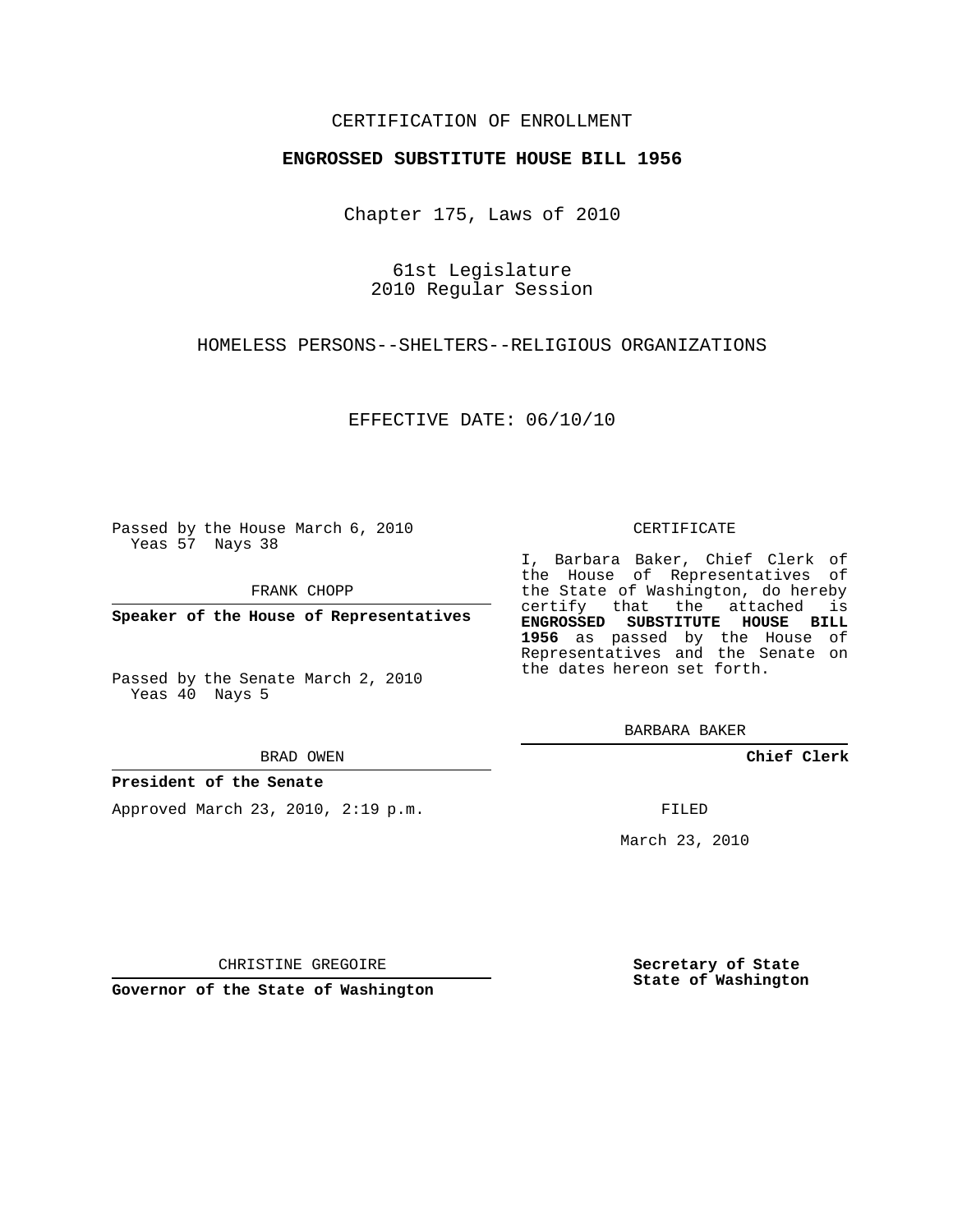CERTIFICATION OF ENROLLMENT

**ENGROSSED SUBSTITUTE HOUSE BILL 1956**

Chapter 175, Laws of 2010

61st Legislature
2010 Regular Session

HOMELESS PERSONS--SHELTERS--RELIGIOUS ORGANIZATIONS

EFFECTIVE DATE: 06/10/10

Passed by the House March 6, 2010
Yeas 57 Nays 38

FRANK CHOPP

**Speaker of the House of Representatives**

Passed by the Senate March 2, 2010
Yeas 40 Nays 5

BRAD OWEN

**President of the Senate**

Approved March 23, 2010, 2:19 p.m.

CHRISTINE GREGOIRE

**Governor of the State of Washington**

CERTIFICATE

I, Barbara Baker, Chief Clerk of the House of Representatives of the State of Washington, do hereby certify that the attached is **ENGROSSED SUBSTITUTE HOUSE BILL 1956** as passed by the House of Representatives and the Senate on the dates hereon set forth.

BARBARA BAKER

**Chief Clerk**

FILED

March 23, 2010

**Secretary of State**
**State of Washington**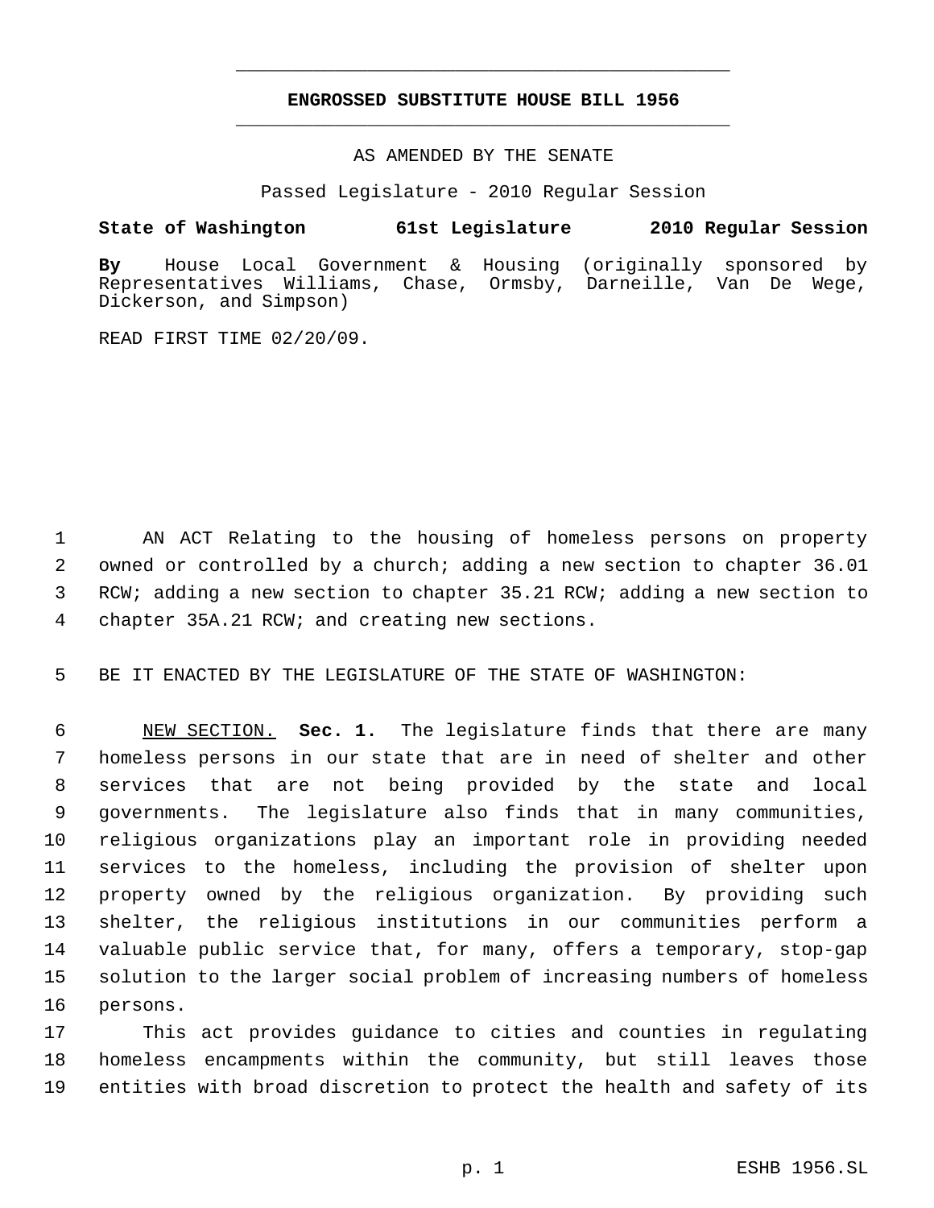# ENGROSSED SUBSTITUTE HOUSE BILL 1956

AS AMENDED BY THE SENATE

Passed Legislature - 2010 Regular Session

**State of Washington 61st Legislature 2010 Regular Session**

**By** House Local Government & Housing (originally sponsored by Representatives Williams, Chase, Ormsby, Darneille, Van De Wege, Dickerson, and Simpson)

READ FIRST TIME 02/20/09.

AN ACT Relating to the housing of homeless persons on property owned or controlled by a church; adding a new section to chapter 36.01 RCW; adding a new section to chapter 35.21 RCW; adding a new section to chapter 35A.21 RCW; and creating new sections.

BE IT ENACTED BY THE LEGISLATURE OF THE STATE OF WASHINGTON:

NEW SECTION. **Sec. 1.** The legislature finds that there are many homeless persons in our state that are in need of shelter and other services that are not being provided by the state and local governments. The legislature also finds that in many communities, religious organizations play an important role in providing needed services to the homeless, including the provision of shelter upon property owned by the religious organization. By providing such shelter, the religious institutions in our communities perform a valuable public service that, for many, offers a temporary, stop-gap solution to the larger social problem of increasing numbers of homeless persons.

This act provides guidance to cities and counties in regulating homeless encampments within the community, but still leaves those entities with broad discretion to protect the health and safety of its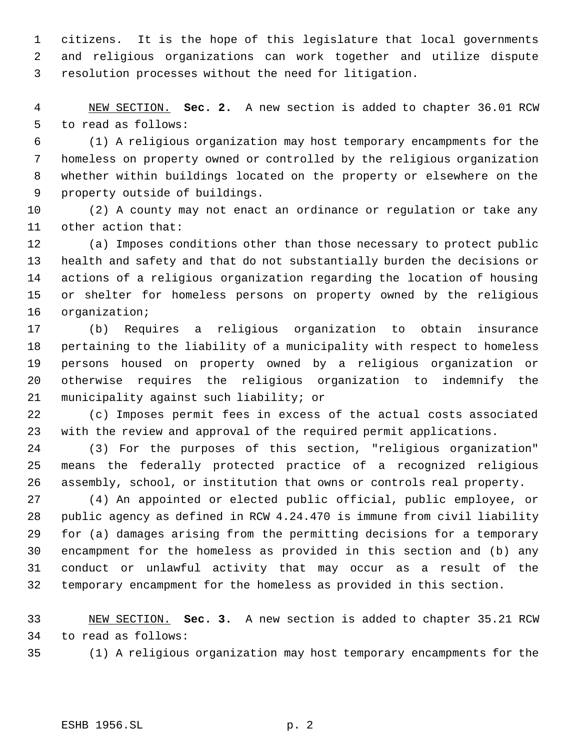citizens. It is the hope of this legislature that local governments and religious organizations can work together and utilize dispute resolution processes without the need for litigation.

NEW SECTION. **Sec. 2.** A new section is added to chapter 36.01 RCW to read as follows:

(1) A religious organization may host temporary encampments for the homeless on property owned or controlled by the religious organization whether within buildings located on the property or elsewhere on the property outside of buildings.

(2) A county may not enact an ordinance or regulation or take any other action that:

(a) Imposes conditions other than those necessary to protect public health and safety and that do not substantially burden the decisions or actions of a religious organization regarding the location of housing or shelter for homeless persons on property owned by the religious organization;

(b) Requires a religious organization to obtain insurance pertaining to the liability of a municipality with respect to homeless persons housed on property owned by a religious organization or otherwise requires the religious organization to indemnify the municipality against such liability; or

(c) Imposes permit fees in excess of the actual costs associated with the review and approval of the required permit applications.

(3) For the purposes of this section, "religious organization" means the federally protected practice of a recognized religious assembly, school, or institution that owns or controls real property.

(4) An appointed or elected public official, public employee, or public agency as defined in RCW 4.24.470 is immune from civil liability for (a) damages arising from the permitting decisions for a temporary encampment for the homeless as provided in this section and (b) any conduct or unlawful activity that may occur as a result of the temporary encampment for the homeless as provided in this section.

NEW SECTION. **Sec. 3.** A new section is added to chapter 35.21 RCW to read as follows:

(1) A religious organization may host temporary encampments for the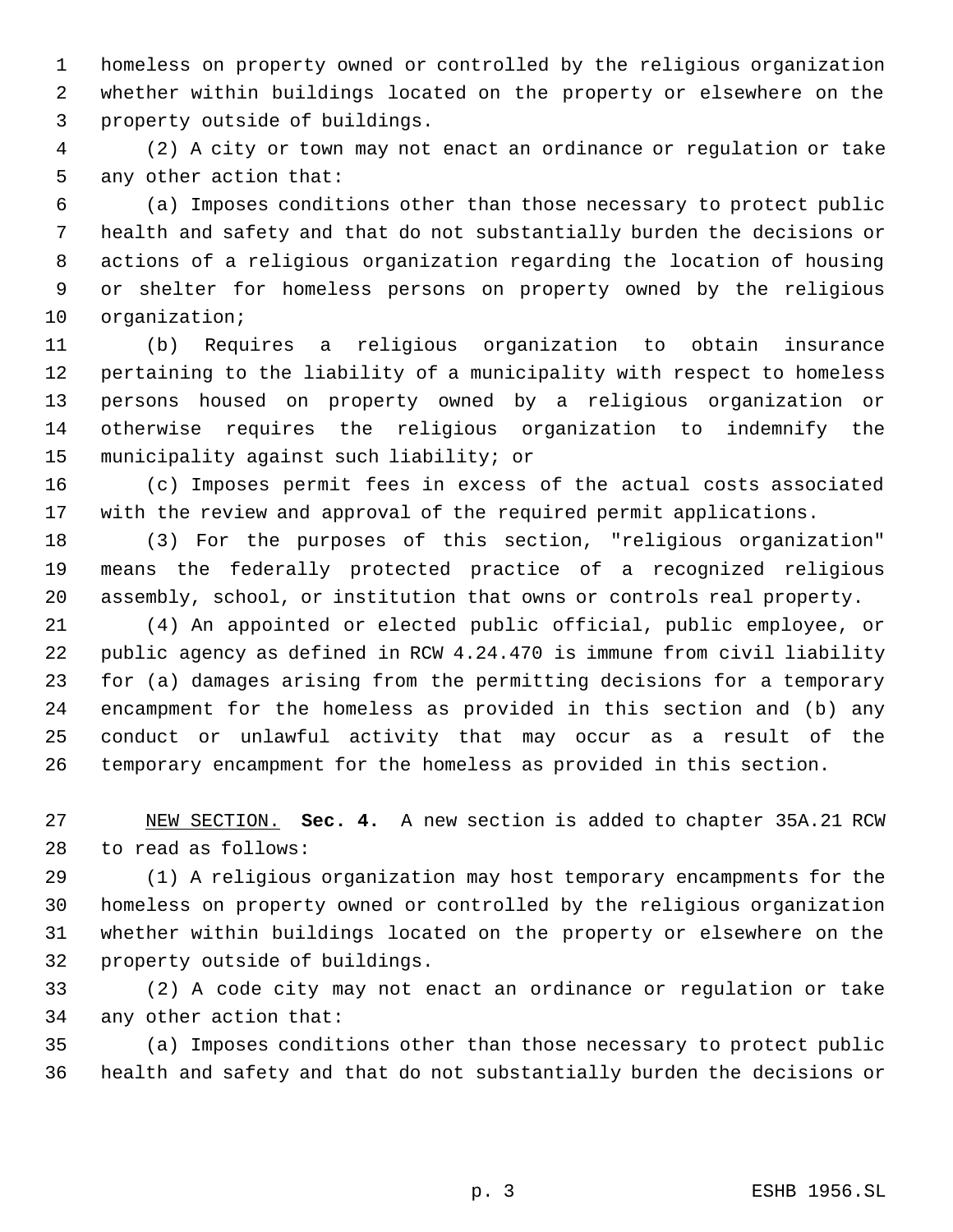homeless on property owned or controlled by the religious organization whether within buildings located on the property or elsewhere on the property outside of buildings.

(2) A city or town may not enact an ordinance or regulation or take any other action that:

(a) Imposes conditions other than those necessary to protect public health and safety and that do not substantially burden the decisions or actions of a religious organization regarding the location of housing or shelter for homeless persons on property owned by the religious organization;

(b) Requires a religious organization to obtain insurance pertaining to the liability of a municipality with respect to homeless persons housed on property owned by a religious organization or otherwise requires the religious organization to indemnify the municipality against such liability; or

(c) Imposes permit fees in excess of the actual costs associated with the review and approval of the required permit applications.

(3) For the purposes of this section, "religious organization" means the federally protected practice of a recognized religious assembly, school, or institution that owns or controls real property.

(4) An appointed or elected public official, public employee, or public agency as defined in RCW 4.24.470 is immune from civil liability for (a) damages arising from the permitting decisions for a temporary encampment for the homeless as provided in this section and (b) any conduct or unlawful activity that may occur as a result of the temporary encampment for the homeless as provided in this section.

NEW SECTION. **Sec. 4.** A new section is added to chapter 35A.21 RCW to read as follows:

(1) A religious organization may host temporary encampments for the homeless on property owned or controlled by the religious organization whether within buildings located on the property or elsewhere on the property outside of buildings.

(2) A code city may not enact an ordinance or regulation or take any other action that:

(a) Imposes conditions other than those necessary to protect public health and safety and that do not substantially burden the decisions or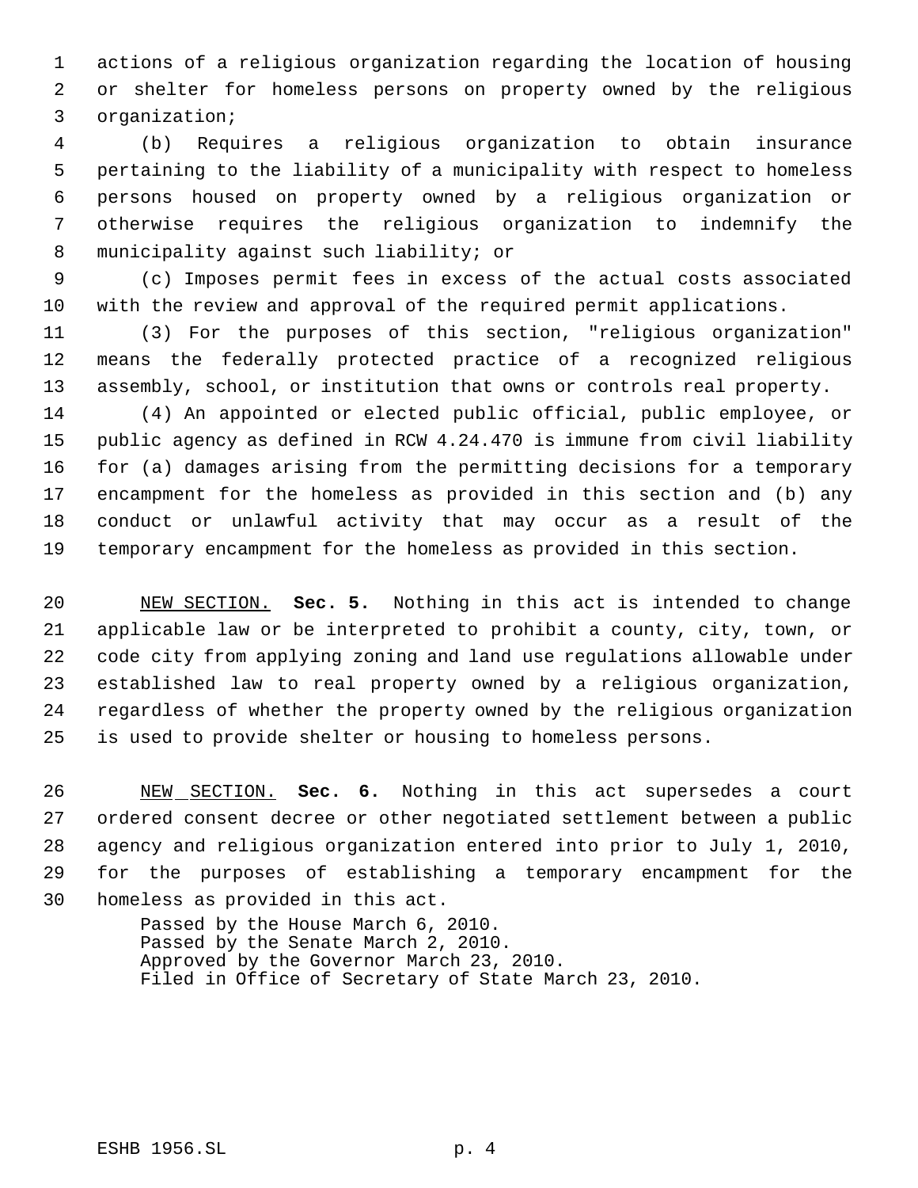actions of a religious organization regarding the location of housing or shelter for homeless persons on property owned by the religious organization;

(b) Requires a religious organization to obtain insurance pertaining to the liability of a municipality with respect to homeless persons housed on property owned by a religious organization or otherwise requires the religious organization to indemnify the municipality against such liability; or

(c) Imposes permit fees in excess of the actual costs associated with the review and approval of the required permit applications.

(3) For the purposes of this section, "religious organization" means the federally protected practice of a recognized religious assembly, school, or institution that owns or controls real property.

(4) An appointed or elected public official, public employee, or public agency as defined in RCW 4.24.470 is immune from civil liability for (a) damages arising from the permitting decisions for a temporary encampment for the homeless as provided in this section and (b) any conduct or unlawful activity that may occur as a result of the temporary encampment for the homeless as provided in this section.

NEW SECTION. **Sec. 5.** Nothing in this act is intended to change applicable law or be interpreted to prohibit a county, city, town, or code city from applying zoning and land use regulations allowable under established law to real property owned by a religious organization, regardless of whether the property owned by the religious organization is used to provide shelter or housing to homeless persons.

NEW SECTION. **Sec. 6.** Nothing in this act supersedes a court ordered consent decree or other negotiated settlement between a public agency and religious organization entered into prior to July 1, 2010, for the purposes of establishing a temporary encampment for the homeless as provided in this act.

Passed by the House March 6, 2010.
Passed by the Senate March 2, 2010.
Approved by the Governor March 23, 2010.
Filed in Office of Secretary of State March 23, 2010.